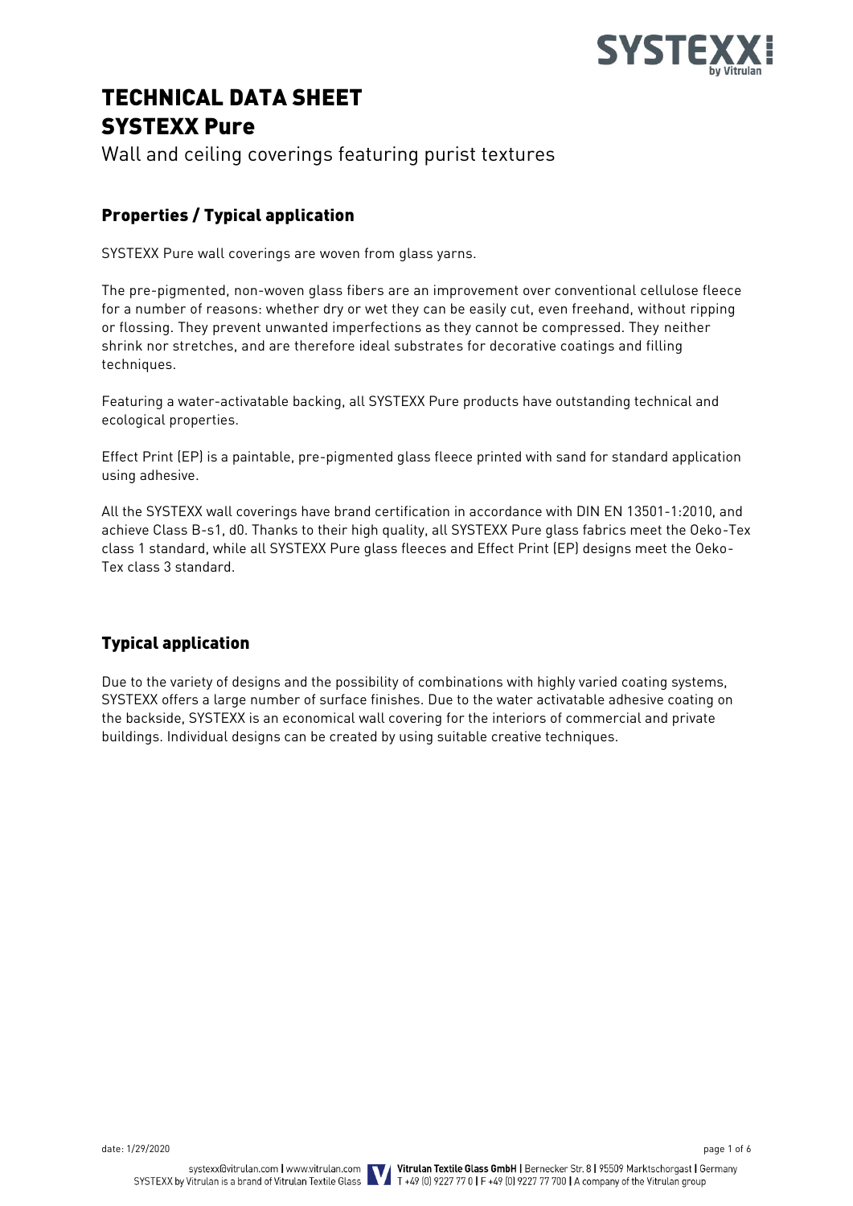# TECHNICAL DATA SHEET
# SYSTEXX Pure

Wall and ceiling coverings featuring purist textures

## Properties / Typical application

SYSTEXX Pure wall coverings are woven from glass yarns.

The pre-pigmented, non-woven glass fibers are an improvement over conventional cellulose fleece for a number of reasons: whether dry or wet they can be easily cut, even freehand, without ripping or flossing. They prevent unwanted imperfections as they cannot be compressed. They neither shrink nor stretches, and are therefore ideal substrates for decorative coatings and filling techniques.

Featuring a water-activatable backing, all SYSTEXX Pure products have outstanding technical and ecological properties.

Effect Print (EP) is a paintable, pre-pigmented glass fleece printed with sand for standard application using adhesive.

All the SYSTEXX wall coverings have brand certification in accordance with DIN EN 13501-1:2010, and achieve Class B-s1, d0. Thanks to their high quality, all SYSTEXX Pure glass fabrics meet the Oeko-Tex class 1 standard, while all SYSTEXX Pure glass fleeces and Effect Print (EP) designs meet the Oeko-Tex class 3 standard.

## Typical application

Due to the variety of designs and the possibility of combinations with highly varied coating systems, SYSTEXX offers a large number of surface finishes. Due to the water activatable adhesive coating on the backside, SYSTEXX is an economical wall covering for the interiors of commercial and private buildings. Individual designs can be created by using suitable creative techniques.

date: 1/29/2020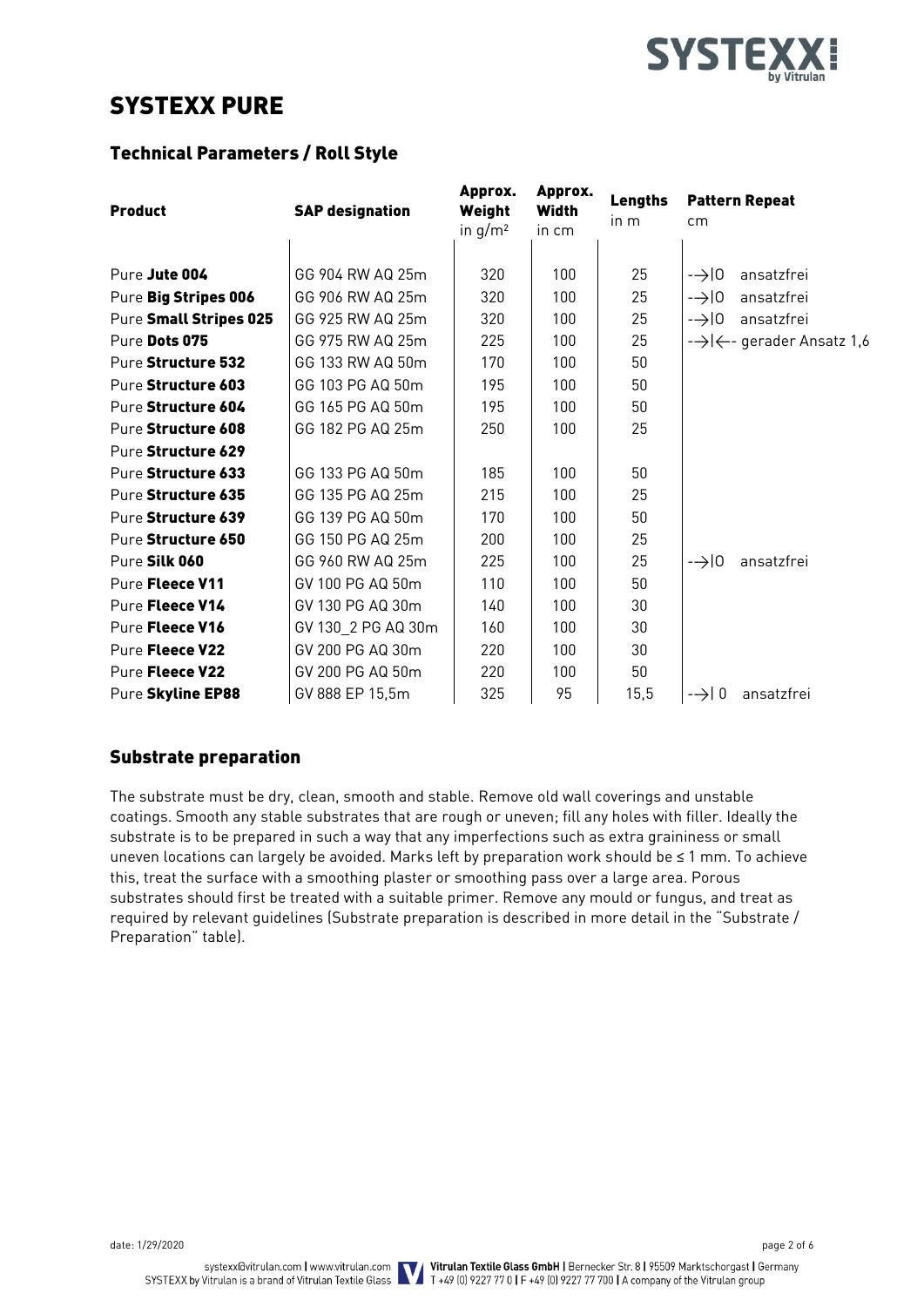# SYSTEXX PURE

## Technical Parameters / Roll Style

| Product | SAP designation | Approx. Weight in g/m² | Approx. Width in cm | Lengths in m | Pattern Repeat cm |
|---|---|---|---|---|---|
| Pure **Jute 004** | GG 904 RW AQ 25m | 320 | 100 | 25 | -->\|0 ansatzfrei |
| Pure **Big Stripes 006** | GG 906 RW AQ 25m | 320 | 100 | 25 | -->\|0 ansatzfrei |
| Pure **Small Stripes 025** | GG 925 RW AQ 25m | 320 | 100 | 25 | -->\|0 ansatzfrei |
| Pure **Dots 075** | GG 975 RW AQ 25m | 225 | 100 | 25 | -->\|<-- gerader Ansatz 1,6 |
| Pure **Structure 532** | GG 133 RW AQ 50m | 170 | 100 | 50 | |
| Pure **Structure 603** | GG 103 PG AQ 50m | 195 | 100 | 50 | |
| Pure **Structure 604** | GG 165 PG AQ 50m | 195 | 100 | 50 | |
| Pure **Structure 608** | GG 182 PG AQ 25m | 250 | 100 | 25 | |
| Pure **Structure 629** | | | | | |
| Pure **Structure 633** | GG 133 PG AQ 50m | 185 | 100 | 50 | |
| Pure **Structure 635** | GG 135 PG AQ 25m | 215 | 100 | 25 | |
| Pure **Structure 639** | GG 139 PG AQ 50m | 170 | 100 | 50 | |
| Pure **Structure 650** | GG 150 PG AQ 25m | 200 | 100 | 25 | |
| Pure **Silk 060** | GG 960 RW AQ 25m | 225 | 100 | 25 | -->\|0 ansatzfrei |
| Pure **Fleece V11** | GV 100 PG AQ 50m | 110 | 100 | 50 | |
| Pure **Fleece V14** | GV 130 PG AQ 30m | 140 | 100 | 30 | |
| Pure **Fleece V16** | GV 130_2 PG AQ 30m | 160 | 100 | 30 | |
| Pure **Fleece V22** | GV 200 PG AQ 30m | 220 | 100 | 30 | |
| Pure **Fleece V22** | GV 200 PG AQ 50m | 220 | 100 | 50 | |
| Pure **Skyline EP88** | GV 888 EP 15,5m | 325 | 95 | 15,5 | -->\| 0 ansatzfrei |

## Substrate preparation

The substrate must be dry, clean, smooth and stable. Remove old wall coverings and unstable coatings. Smooth any stable substrates that are rough or uneven; fill any holes with filler. Ideally the substrate is to be prepared in such a way that any imperfections such as extra graininess or small uneven locations can largely be avoided. Marks left by preparation work should be ≤ 1 mm. To achieve this, treat the surface with a smoothing plaster or smoothing pass over a large area. Porous substrates should first be treated with a suitable primer. Remove any mould or fungus, and treat as required by relevant guidelines (Substrate preparation is described in more detail in the "Substrate / Preparation" table).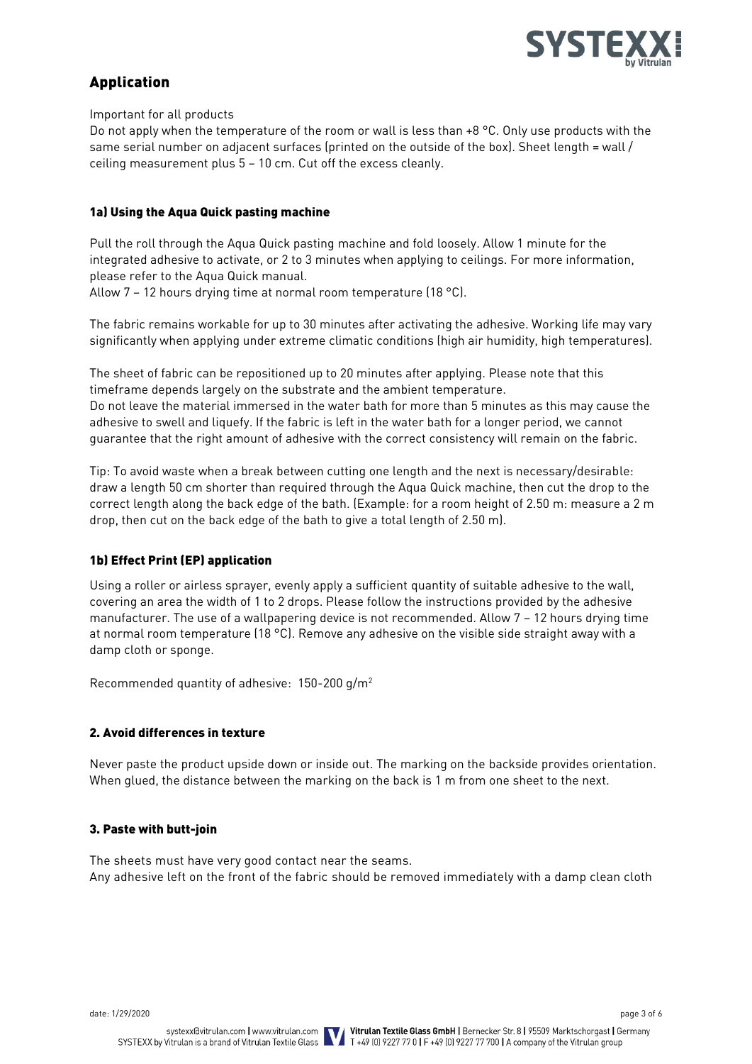## Application

Important for all products

Do not apply when the temperature of the room or wall is less than +8 °C. Only use products with the same serial number on adjacent surfaces (printed on the outside of the box). Sheet length = wall / ceiling measurement plus 5 – 10 cm. Cut off the excess cleanly.

### 1a) Using the Aqua Quick pasting machine

Pull the roll through the Aqua Quick pasting machine and fold loosely. Allow 1 minute for the integrated adhesive to activate, or 2 to 3 minutes when applying to ceilings. For more information, please refer to the Aqua Quick manual.

Allow 7 – 12 hours drying time at normal room temperature (18 °C).

The fabric remains workable for up to 30 minutes after activating the adhesive. Working life may vary significantly when applying under extreme climatic conditions (high air humidity, high temperatures).

The sheet of fabric can be repositioned up to 20 minutes after applying. Please note that this timeframe depends largely on the substrate and the ambient temperature.

Do not leave the material immersed in the water bath for more than 5 minutes as this may cause the adhesive to swell and liquefy. If the fabric is left in the water bath for a longer period, we cannot guarantee that the right amount of adhesive with the correct consistency will remain on the fabric.

Tip: To avoid waste when a break between cutting one length and the next is necessary/desirable: draw a length 50 cm shorter than required through the Aqua Quick machine, then cut the drop to the correct length along the back edge of the bath. (Example: for a room height of 2.50 m: measure a 2 m drop, then cut on the back edge of the bath to give a total length of 2.50 m).

### 1b) Effect Print (EP) application

Using a roller or airless sprayer, evenly apply a sufficient quantity of suitable adhesive to the wall, covering an area the width of 1 to 2 drops. Please follow the instructions provided by the adhesive manufacturer. The use of a wallpapering device is not recommended. Allow 7 – 12 hours drying time at normal room temperature (18 °C). Remove any adhesive on the visible side straight away with a damp cloth or sponge.

Recommended quantity of adhesive: 150-200 g/m$^2$

### 2. Avoid differences in texture

Never paste the product upside down or inside out. The marking on the backside provides orientation. When glued, the distance between the marking on the back is 1 m from one sheet to the next.

### 3. Paste with butt-join

The sheets must have very good contact near the seams.

Any adhesive left on the front of the fabric should be removed immediately with a damp clean cloth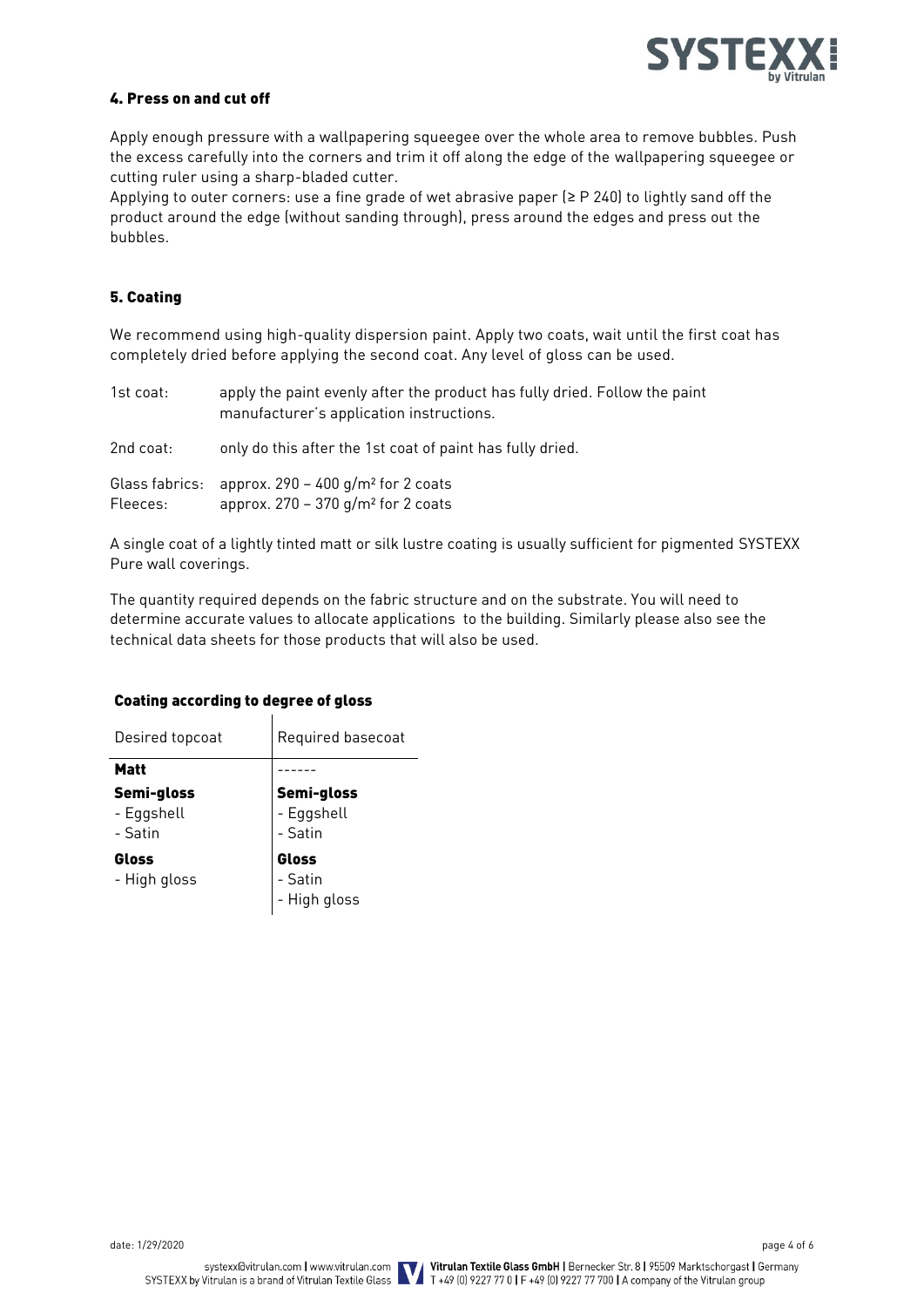## 4. Press on and cut off

Apply enough pressure with a wallpapering squeegee over the whole area to remove bubbles. Push the excess carefully into the corners and trim it off along the edge of the wallpapering squeegee or cutting ruler using a sharp-bladed cutter.
Applying to outer corners: use a fine grade of wet abrasive paper (≥ P 240) to lightly sand off the product around the edge (without sanding through), press around the edges and press out the bubbles.

## 5. Coating

We recommend using high-quality dispersion paint. Apply two coats, wait until the first coat has completely dried before applying the second coat. Any level of gloss can be used.

| | |
|---|---|
| 1st coat: | apply the paint evenly after the product has fully dried. Follow the paint manufacturer's application instructions. |
| 2nd coat: | only do this after the 1st coat of paint has fully dried. |
| Glass fabrics: | approx. 290 – 400 g/m² for 2 coats |
| Fleeces: | approx. 270 – 370 g/m² for 2 coats |

A single coat of a lightly tinted matt or silk lustre coating is usually sufficient for pigmented SYSTEXX Pure wall coverings.

The quantity required depends on the fabric structure and on the substrate. You will need to determine accurate values to allocate applications to the building. Similarly please also see the technical data sheets for those products that will also be used.

### Coating according to degree of gloss

| Desired topcoat | Required basecoat |
|---|---|
| **Matt** | ------ |
| **Semi-gloss**<br>- Eggshell<br>- Satin | **Semi-gloss**<br>- Eggshell<br>- Satin |
| **Gloss**<br>- High gloss | **Gloss**<br>- Satin<br>- High gloss |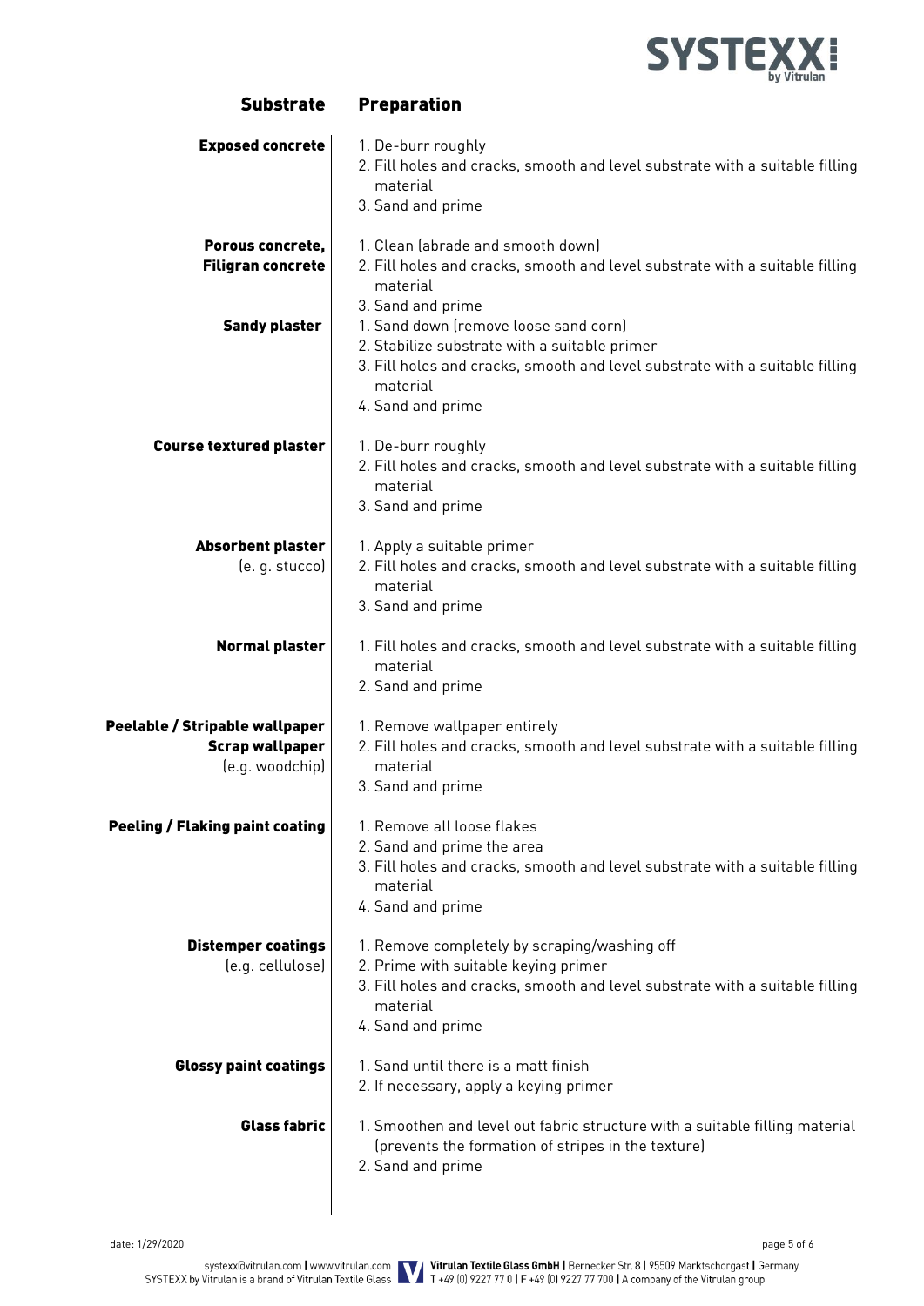| Substrate | Preparation |
|---|---|
| **Exposed concrete** | 1. De-burr roughly<br>2. Fill holes and cracks, smooth and level substrate with a suitable filling material<br>3. Sand and prime |
| **Porous concrete, Filigran concrete** | 1. Clean (abrade and smooth down)<br>2. Fill holes and cracks, smooth and level substrate with a suitable filling material<br>3. Sand and prime |
| **Sandy plaster** | 1. Sand down (remove loose sand corn)<br>2. Stabilize substrate with a suitable primer<br>3. Fill holes and cracks, smooth and level substrate with a suitable filling material<br>4. Sand and prime |
| **Course textured plaster** | 1. De-burr roughly<br>2. Fill holes and cracks, smooth and level substrate with a suitable filling material<br>3. Sand and prime |
| **Absorbent plaster** (e. g. stucco) | 1. Apply a suitable primer<br>2. Fill holes and cracks, smooth and level substrate with a suitable filling material<br>3. Sand and prime |
| **Normal plaster** | 1. Fill holes and cracks, smooth and level substrate with a suitable filling material<br>2. Sand and prime |
| **Peelable / Stripable wallpaper Scrap wallpaper** (e.g. woodchip) | 1. Remove wallpaper entirely<br>2. Fill holes and cracks, smooth and level substrate with a suitable filling material<br>3. Sand and prime |
| **Peeling / Flaking paint coating** | 1. Remove all loose flakes<br>2. Sand and prime the area<br>3. Fill holes and cracks, smooth and level substrate with a suitable filling material<br>4. Sand and prime |
| **Distemper coatings** (e.g. cellulose) | 1. Remove completely by scraping/washing off<br>2. Prime with suitable keying primer<br>3. Fill holes and cracks, smooth and level substrate with a suitable filling material<br>4. Sand and prime |
| **Glossy paint coatings** | 1. Sand until there is a matt finish<br>2. If necessary, apply a keying primer |
| **Glass fabric** | 1. Smoothen and level out fabric structure with a suitable filling material (prevents the formation of stripes in the texture)<br>2. Sand and prime |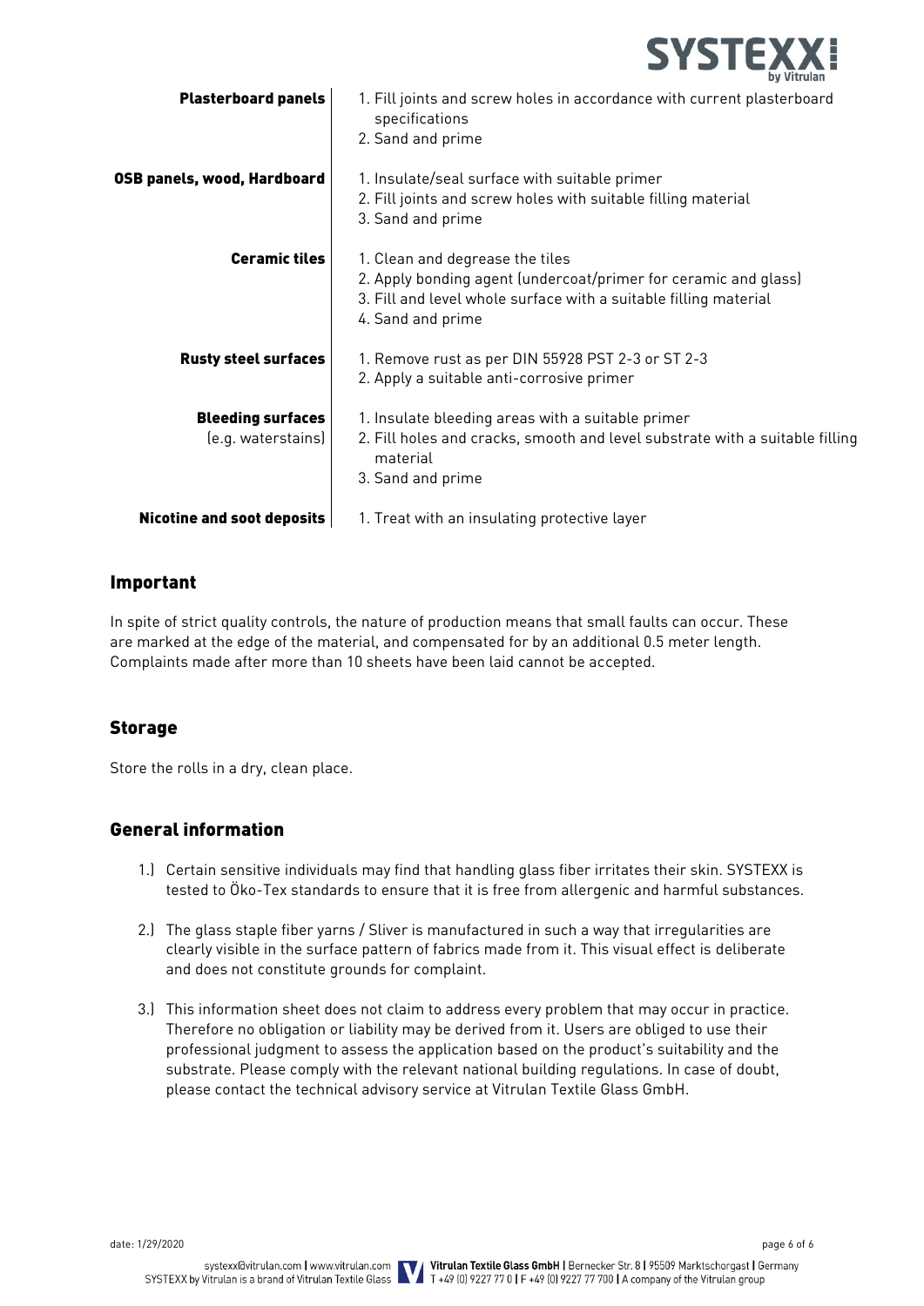| | |
|---|---|
| **Plasterboard panels** | 1. Fill joints and screw holes in accordance with current plasterboard specifications<br>2. Sand and prime |
| **OSB panels, wood, Hardboard** | 1. Insulate/seal surface with suitable primer<br>2. Fill joints and screw holes with suitable filling material<br>3. Sand and prime |
| **Ceramic tiles** | 1. Clean and degrease the tiles<br>2. Apply bonding agent (undercoat/primer for ceramic and glass)<br>3. Fill and level whole surface with a suitable filling material<br>4. Sand and prime |
| **Rusty steel surfaces** | 1. Remove rust as per DIN 55928 PST 2-3 or ST 2-3<br>2. Apply a suitable anti-corrosive primer |
| **Bleeding surfaces** (e.g. waterstains) | 1. Insulate bleeding areas with a suitable primer<br>2. Fill holes and cracks, smooth and level substrate with a suitable filling material<br>3. Sand and prime |
| **Nicotine and soot deposits** | 1. Treat with an insulating protective layer |

## Important

In spite of strict quality controls, the nature of production means that small faults can occur. These are marked at the edge of the material, and compensated for by an additional 0.5 meter length. Complaints made after more than 10 sheets have been laid cannot be accepted.

## Storage

Store the rolls in a dry, clean place.

## General information

1.) Certain sensitive individuals may find that handling glass fiber irritates their skin. SYSTEXX is tested to Öko-Tex standards to ensure that it is free from allergenic and harmful substances.

2.) The glass staple fiber yarns / Sliver is manufactured in such a way that irregularities are clearly visible in the surface pattern of fabrics made from it. This visual effect is deliberate and does not constitute grounds for complaint.

3.) This information sheet does not claim to address every problem that may occur in practice. Therefore no obligation or liability may be derived from it. Users are obliged to use their professional judgment to assess the application based on the product's suitability and the substrate. Please comply with the relevant national building regulations. In case of doubt, please contact the technical advisory service at Vitrulan Textile Glass GmbH.